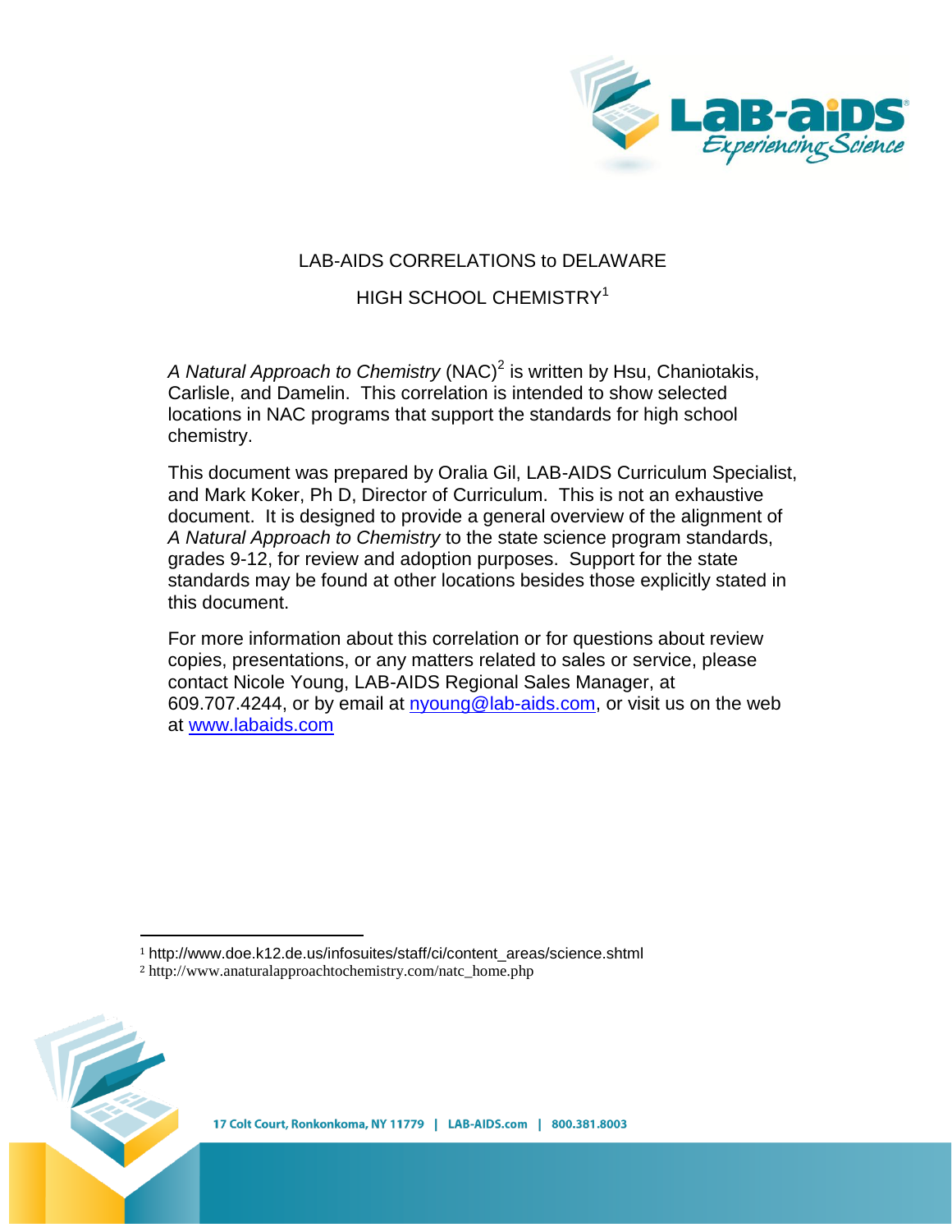# LAB-AIDS CORRELATIONS to DELAWARE HIGH SCHOOL CHEMISTRY[1]

*A Natural Approach to Chemistry* (NAC)[2] is written by Hsu, Chaniotakis, Carlisle, and Damelin. This correlation is intended to show selected locations in NAC programs that support the standards for high school chemistry.

This document was prepared by Oralia Gil, LAB-AIDS Curriculum Specialist, and Mark Koker, Ph D, Director of Curriculum. This is not an exhaustive document. It is designed to provide a general overview of the alignment of *A Natural Approach to Chemistry* to the state science program standards, grades 9-12, for review and adoption purposes. Support for the state standards may be found at other locations besides those explicitly stated in this document.

For more information about this correlation or for questions about review copies, presentations, or any matters related to sales or service, please contact Nicole Young, LAB-AIDS Regional Sales Manager, at 609.707.4244, or by email at nyoung@lab-aids.com, or visit us on the web at www.labaids.com

---

[1] http://www.doe.k12.de.us/infosuites/staff/ci/content_areas/science.shtml

[2] http://www.anaturalapproachtochemistry.com/natc_home.php

17 Colt Court, Ronkonkoma, NY 11779 | LAB-AIDS.com | 800.381.8003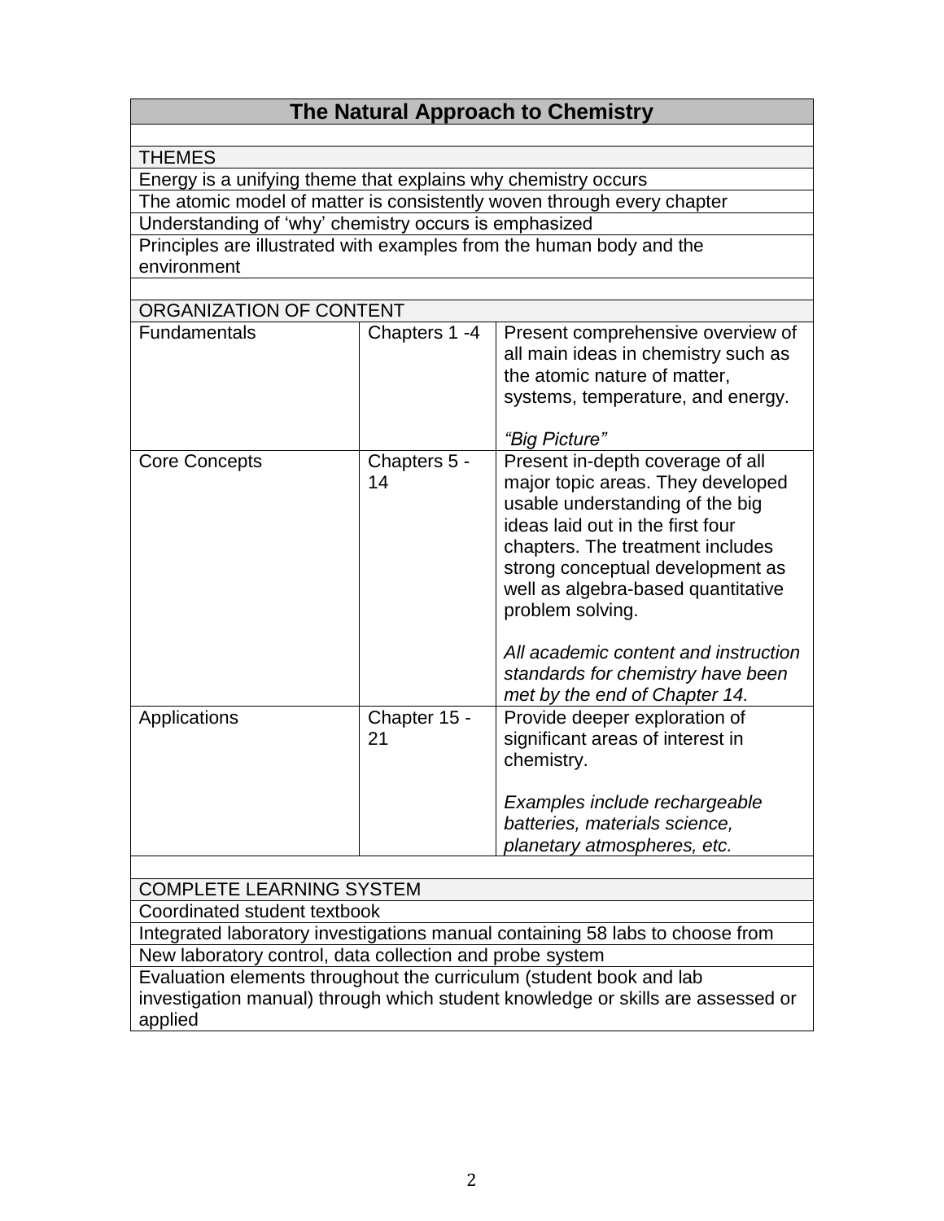## The Natural Approach to Chemistry

### THEMES

- Energy is a unifying theme that explains why chemistry occurs
- The atomic model of matter is consistently woven through every chapter
- Understanding of 'why' chemistry occurs is emphasized
- Principles are illustrated with examples from the human body and the environment

### ORGANIZATION OF CONTENT

| | | |
|---|---|---|
| Fundamentals | Chapters 1 -4 | Present comprehensive overview of all main ideas in chemistry such as the atomic nature of matter, systems, temperature, and energy.<br><br>*"Big Picture"* |
| Core Concepts | Chapters 5 - 14 | Present in-depth coverage of all major topic areas. They developed usable understanding of the big ideas laid out in the first four chapters. The treatment includes strong conceptual development as well as algebra-based quantitative problem solving.<br><br>*All academic content and instruction standards for chemistry have been met by the end of Chapter 14.* |
| Applications | Chapter 15 - 21 | Provide deeper exploration of significant areas of interest in chemistry.<br><br>*Examples include rechargeable batteries, materials science, planetary atmospheres, etc.* |

### COMPLETE LEARNING SYSTEM

- Coordinated student textbook
- Integrated laboratory investigations manual containing 58 labs to choose from
- New laboratory control, data collection and probe system
- Evaluation elements throughout the curriculum (student book and lab investigation manual) through which student knowledge or skills are assessed or applied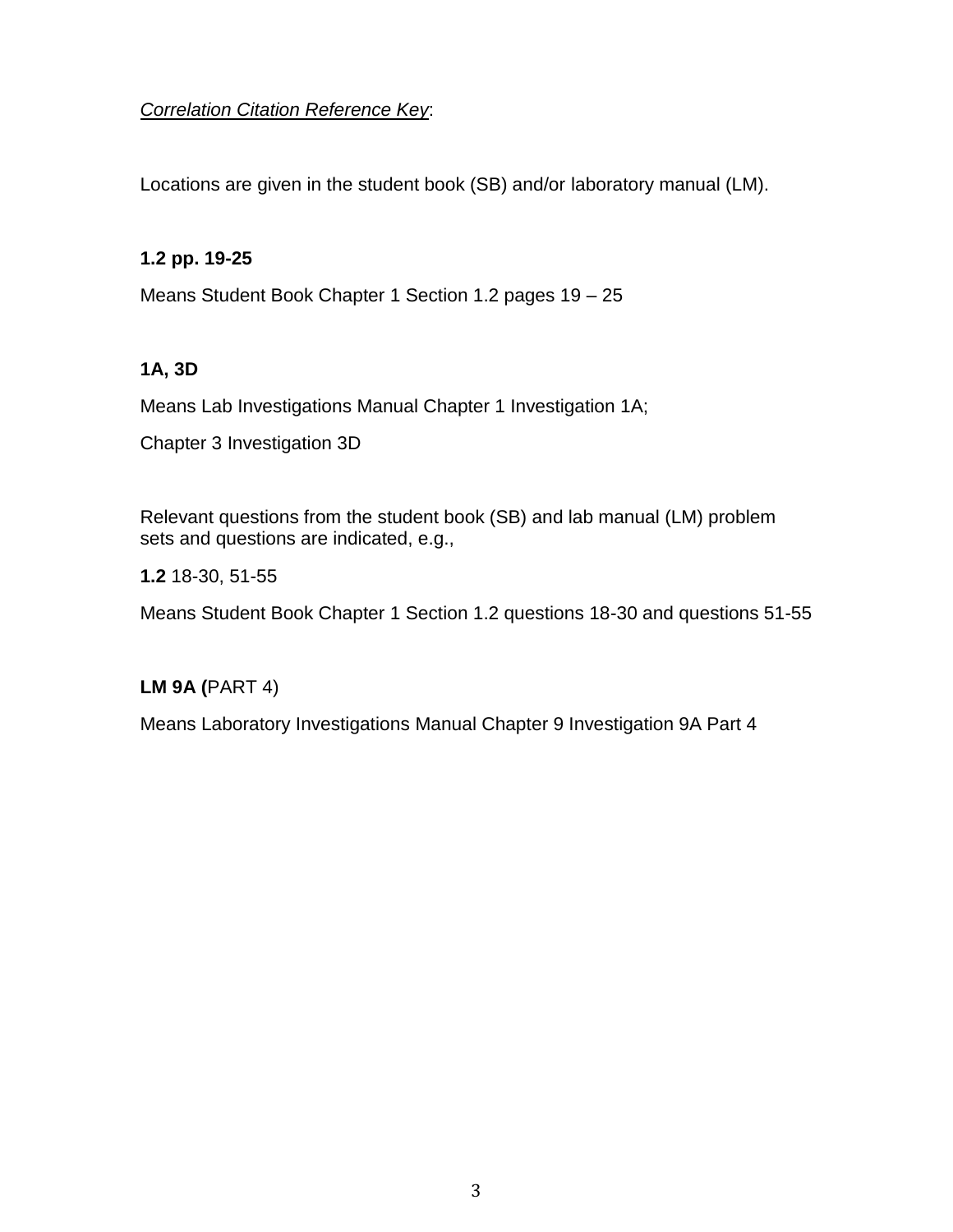*Correlation Citation Reference Key*:

Locations are given in the student book (SB) and/or laboratory manual (LM).

**1.2 pp. 19-25**

Means Student Book Chapter 1 Section 1.2 pages 19 – 25

**1A, 3D**

Means Lab Investigations Manual Chapter 1 Investigation 1A;

Chapter 3 Investigation 3D

Relevant questions from the student book (SB) and lab manual (LM) problem sets and questions are indicated, e.g.,

**1.2** 18-30, 51-55

Means Student Book Chapter 1 Section 1.2 questions 18-30 and questions 51-55

**LM 9A (**PART 4)

Means Laboratory Investigations Manual Chapter 9 Investigation 9A Part 4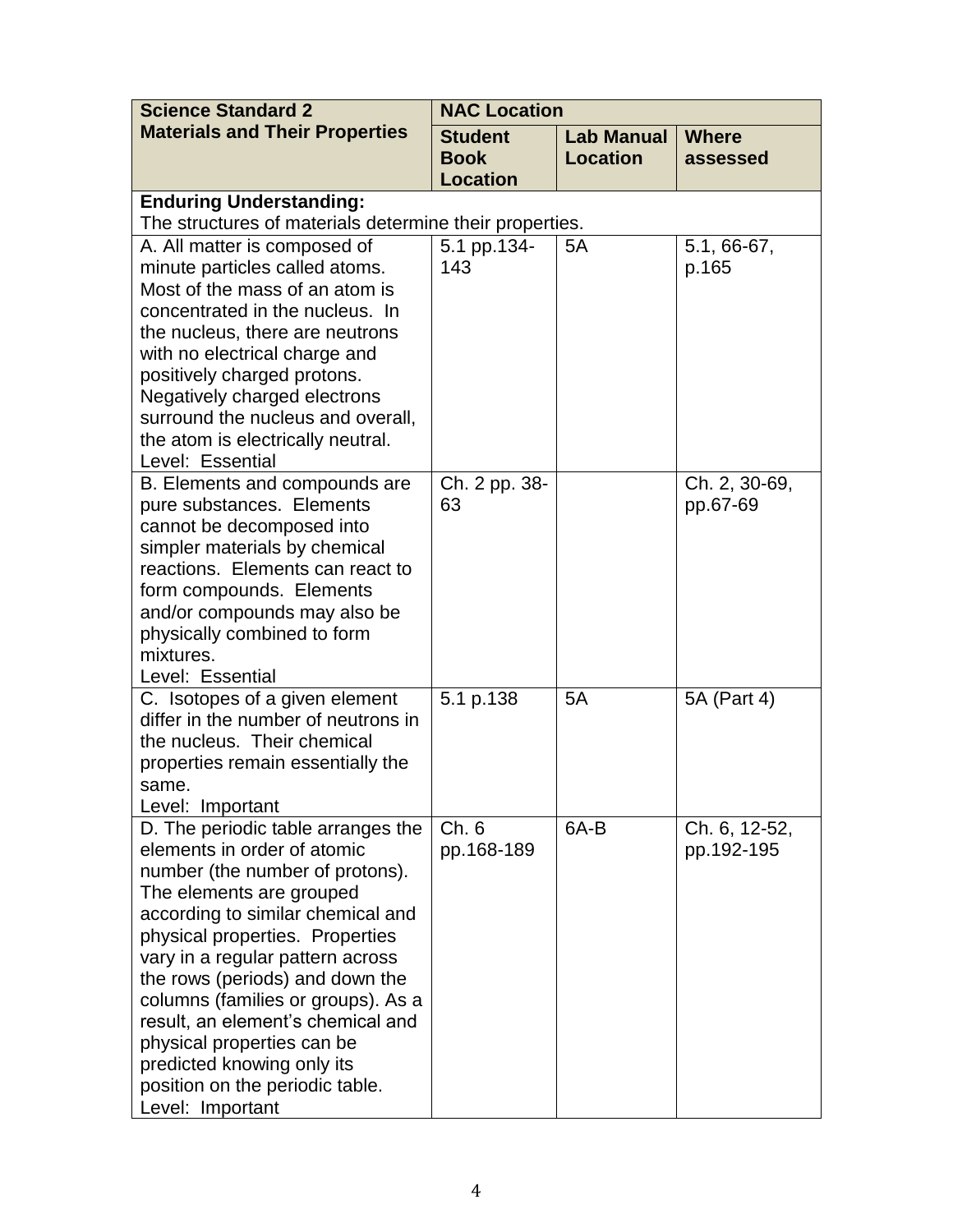| Science Standard 2 Materials and Their Properties | NAC Location | | |
|---|---|---|---|
| | Student Book Location | Lab Manual Location | Where assessed |
| **Enduring Understanding:** The structures of materials determine their properties. | | | |
| A. All matter is composed of minute particles called atoms. Most of the mass of an atom is concentrated in the nucleus. In the nucleus, there are neutrons with no electrical charge and positively charged protons. Negatively charged electrons surround the nucleus and overall, the atom is electrically neutral. Level: Essential | 5.1 pp.134-143 | 5A | 5.1, 66-67, p.165 |
| B. Elements and compounds are pure substances. Elements cannot be decomposed into simpler materials by chemical reactions. Elements can react to form compounds. Elements and/or compounds may also be physically combined to form mixtures. Level: Essential | Ch. 2 pp. 38-63 | | Ch. 2, 30-69, pp.67-69 |
| C. Isotopes of a given element differ in the number of neutrons in the nucleus. Their chemical properties remain essentially the same. Level: Important | 5.1 p.138 | 5A | 5A (Part 4) |
| D. The periodic table arranges the elements in order of atomic number (the number of protons). The elements are grouped according to similar chemical and physical properties. Properties vary in a regular pattern across the rows (periods) and down the columns (families or groups). As a result, an element's chemical and physical properties can be predicted knowing only its position on the periodic table. Level: Important | Ch. 6 pp.168-189 | 6A-B | Ch. 6, 12-52, pp.192-195 |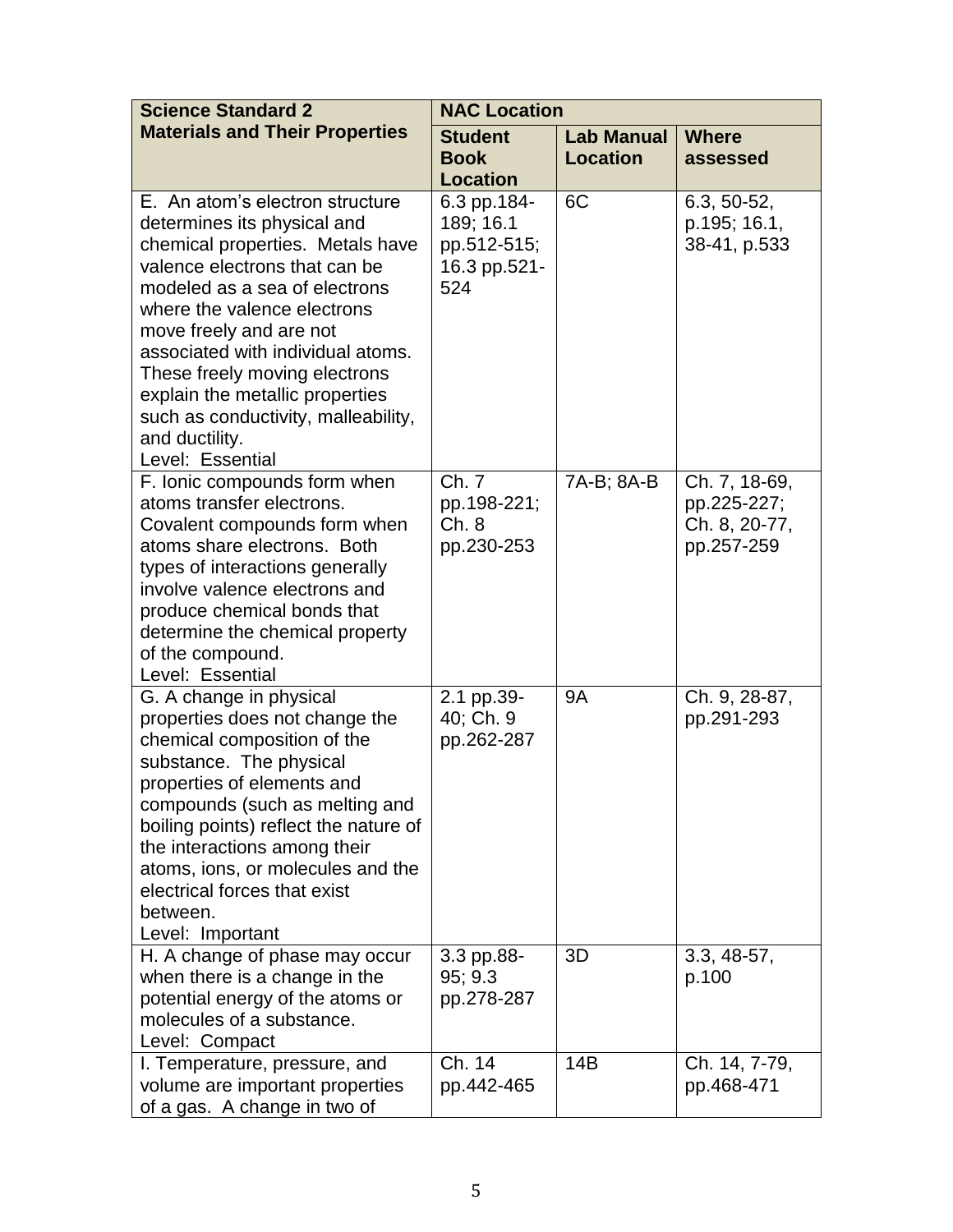| Science Standard 2 Materials and Their Properties | NAC Location | | |
|---|---|---|---|
| | Student Book Location | Lab Manual Location | Where assessed |
| E. An atom's electron structure determines its physical and chemical properties. Metals have valence electrons that can be modeled as a sea of electrons where the valence electrons move freely and are not associated with individual atoms. These freely moving electrons explain the metallic properties such as conductivity, malleability, and ductility. Level: Essential | 6.3 pp.184-189; 16.1 pp.512-515; 16.3 pp.521-524 | 6C | 6.3, 50-52, p.195; 16.1, 38-41, p.533 |
| F. Ionic compounds form when atoms transfer electrons. Covalent compounds form when atoms share electrons. Both types of interactions generally involve valence electrons and produce chemical bonds that determine the chemical property of the compound. Level: Essential | Ch. 7 pp.198-221; Ch. 8 pp.230-253 | 7A-B; 8A-B | Ch. 7, 18-69, pp.225-227; Ch. 8, 20-77, pp.257-259 |
| G. A change in physical properties does not change the chemical composition of the substance. The physical properties of elements and compounds (such as melting and boiling points) reflect the nature of the interactions among their atoms, ions, or molecules and the electrical forces that exist between. Level: Important | 2.1 pp.39-40; Ch. 9 pp.262-287 | 9A | Ch. 9, 28-87, pp.291-293 |
| H. A change of phase may occur when there is a change in the potential energy of the atoms or molecules of a substance. Level: Compact | 3.3 pp.88-95; 9.3 pp.278-287 | 3D | 3.3, 48-57, p.100 |
| I. Temperature, pressure, and volume are important properties of a gas. A change in two of | Ch. 14 pp.442-465 | 14B | Ch. 14, 7-79, pp.468-471 |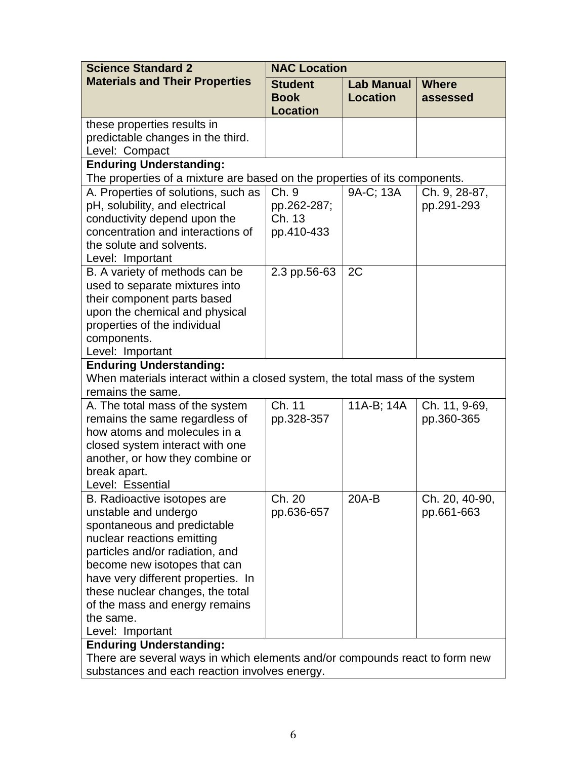| Science Standard 2 Materials and Their Properties | NAC Location | | |
|---|---|---|---|
| | Student Book Location | Lab Manual Location | Where assessed |
| these properties results in predictable changes in the third. Level: Compact | | | |
| **Enduring Understanding:** The properties of a mixture are based on the properties of its components. | | | |
| A. Properties of solutions, such as pH, solubility, and electrical conductivity depend upon the concentration and interactions of the solute and solvents. Level: Important | Ch. 9 pp.262-287; Ch. 13 pp.410-433 | 9A-C; 13A | Ch. 9, 28-87, pp.291-293 |
| B. A variety of methods can be used to separate mixtures into their component parts based upon the chemical and physical properties of the individual components. Level: Important | 2.3 pp.56-63 | 2C | |
| **Enduring Understanding:** When materials interact within a closed system, the total mass of the system remains the same. | | | |
| A. The total mass of the system remains the same regardless of how atoms and molecules in a closed system interact with one another, or how they combine or break apart. Level: Essential | Ch. 11 pp.328-357 | 11A-B; 14A | Ch. 11, 9-69, pp.360-365 |
| B. Radioactive isotopes are unstable and undergo spontaneous and predictable nuclear reactions emitting particles and/or radiation, and become new isotopes that can have very different properties. In these nuclear changes, the total of the mass and energy remains the same. Level: Important | Ch. 20 pp.636-657 | 20A-B | Ch. 20, 40-90, pp.661-663 |
| **Enduring Understanding:** There are several ways in which elements and/or compounds react to form new substances and each reaction involves energy. | | | |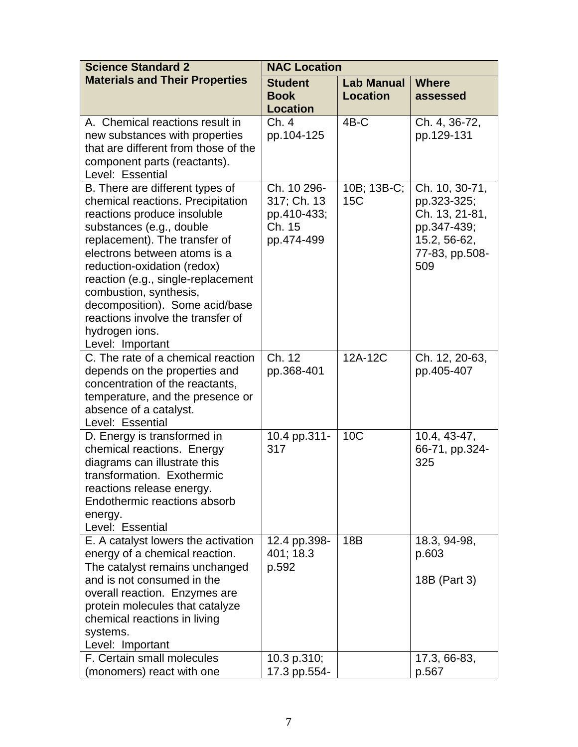| Science Standard 2 Materials and Their Properties | NAC Location | | |
|---|---|---|---|
| | Student Book Location | Lab Manual Location | Where assessed |
| A. Chemical reactions result in new substances with properties that are different from those of the component parts (reactants). Level: Essential | Ch. 4 pp.104-125 | 4B-C | Ch. 4, 36-72, pp.129-131 |
| B. There are different types of chemical reactions. Precipitation reactions produce insoluble substances (e.g., double replacement). The transfer of electrons between atoms is a reduction-oxidation (redox) reaction (e.g., single-replacement combustion, synthesis, decomposition). Some acid/base reactions involve the transfer of hydrogen ions. Level: Important | Ch. 10 296-317; Ch. 13 pp.410-433; Ch. 15 pp.474-499 | 10B; 13B-C; 15C | Ch. 10, 30-71, pp.323-325; Ch. 13, 21-81, pp.347-439; 15.2, 56-62, 77-83, pp.508-509 |
| C. The rate of a chemical reaction depends on the properties and concentration of the reactants, temperature, and the presence or absence of a catalyst. Level: Essential | Ch. 12 pp.368-401 | 12A-12C | Ch. 12, 20-63, pp.405-407 |
| D. Energy is transformed in chemical reactions. Energy diagrams can illustrate this transformation. Exothermic reactions release energy. Endothermic reactions absorb energy. Level: Essential | 10.4 pp.311-317 | 10C | 10.4, 43-47, 66-71, pp.324-325 |
| E. A catalyst lowers the activation energy of a chemical reaction. The catalyst remains unchanged and is not consumed in the overall reaction. Enzymes are protein molecules that catalyze chemical reactions in living systems. Level: Important | 12.4 pp.398-401; 18.3 p.592 | 18B | 18.3, 94-98, p.603<br><br>18B (Part 3) |
| F. Certain small molecules (monomers) react with one | 10.3 p.310; 17.3 pp.554- | | 17.3, 66-83, p.567 |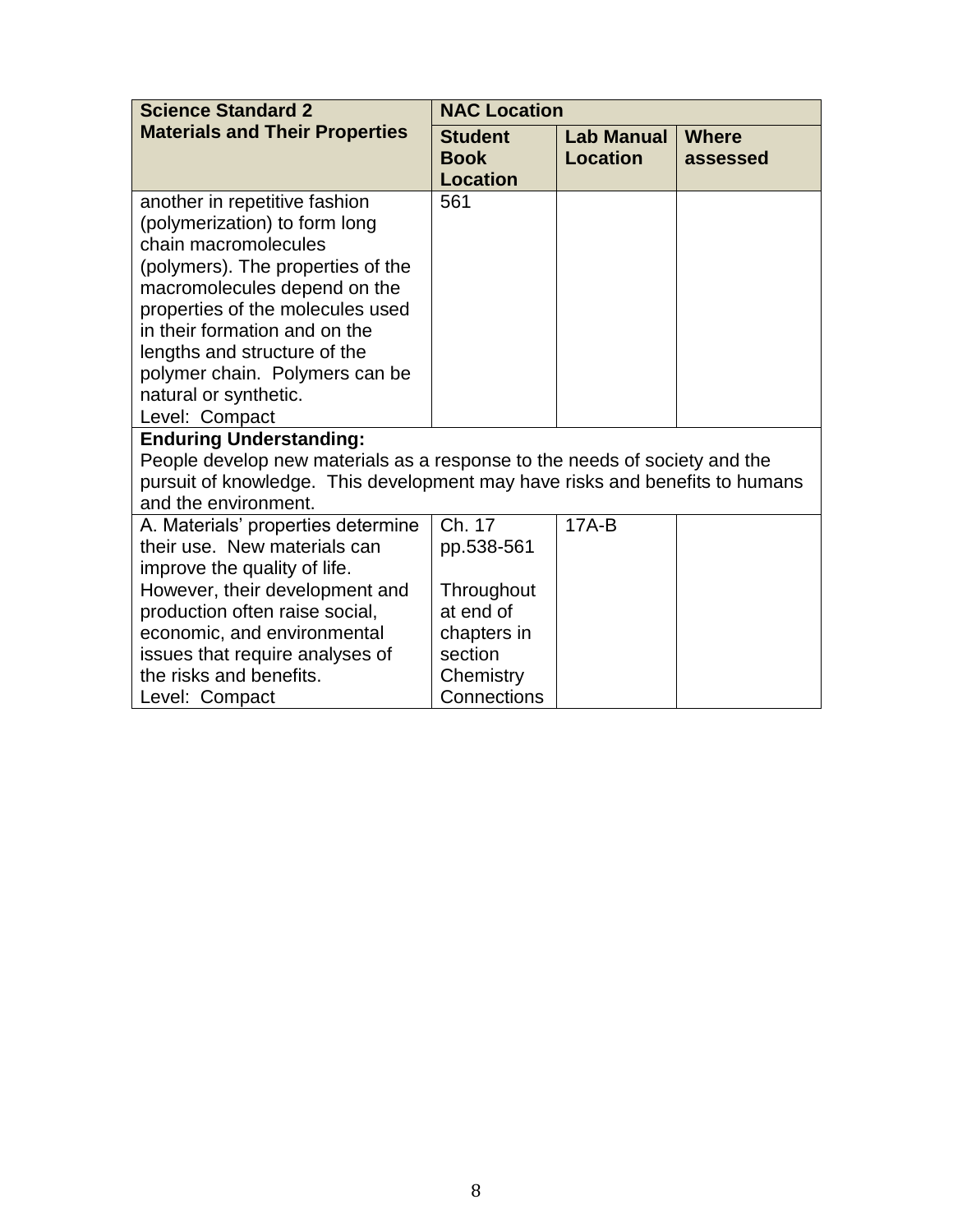| Science Standard 2<br>Materials and Their Properties | NAC Location | | |
|---|---|---|---|
| | **Student Book Location** | **Lab Manual Location** | **Where assessed** |
| another in repetitive fashion (polymerization) to form long chain macromolecules (polymers). The properties of the macromolecules depend on the properties of the molecules used in their formation and on the lengths and structure of the polymer chain. Polymers can be natural or synthetic.<br>Level: Compact | 561 | | |
| **Enduring Understanding:**<br>People develop new materials as a response to the needs of society and the pursuit of knowledge. This development may have risks and benefits to humans and the environment. | | | |
| A. Materials' properties determine their use. New materials can improve the quality of life. However, their development and production often raise social, economic, and environmental issues that require analyses of the risks and benefits.<br>Level: Compact | Ch. 17<br>pp.538-561<br><br>Throughout at end of chapters in section Chemistry Connections | 17A-B | |